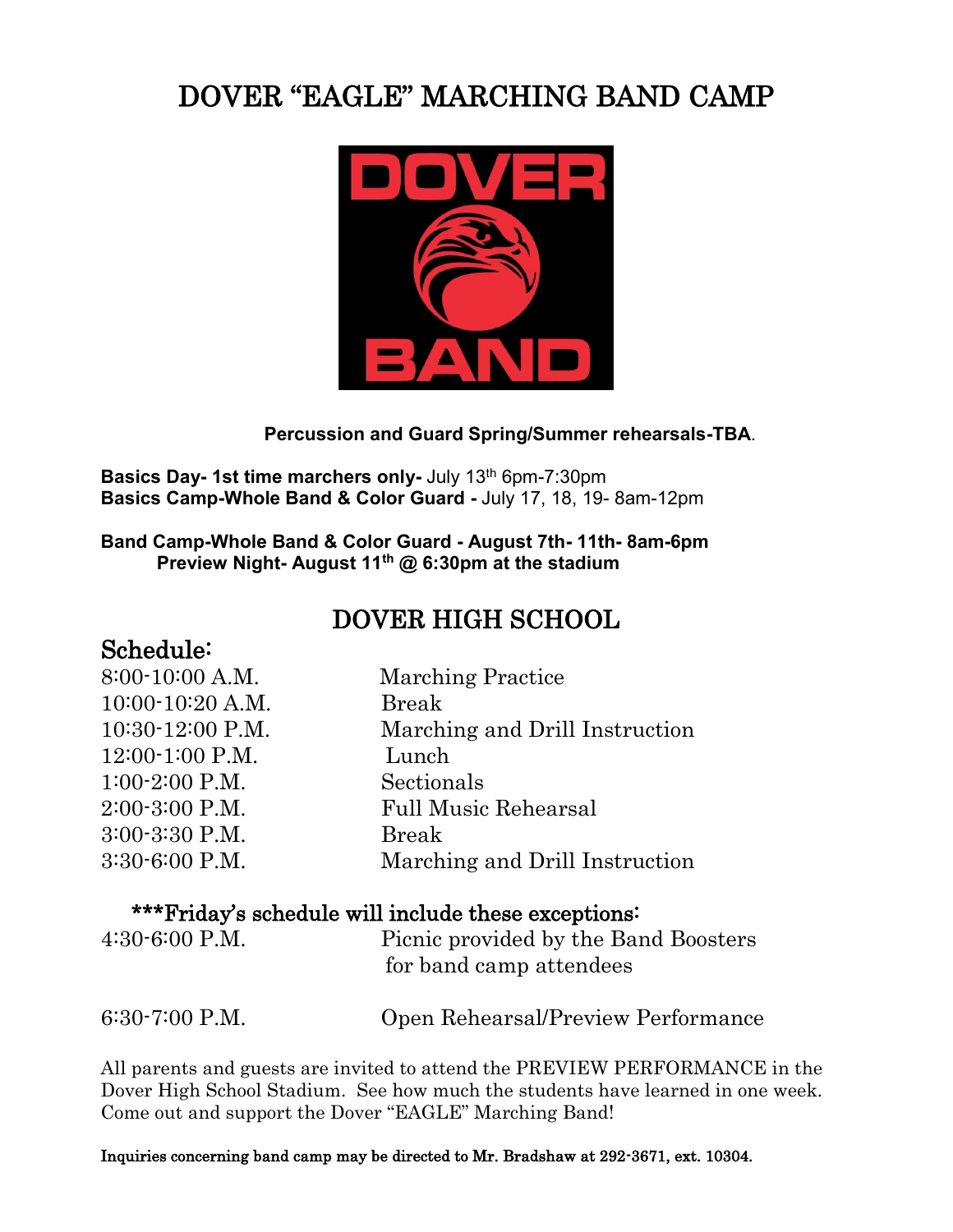# DOVER "EAGLE" MARCHING BAND CAMP

**Percussion and Guard Spring/Summer rehearsals-TBA**.

**Basics Day- 1st time marchers only-** July 13th 6pm-7:30pm
**Basics Camp-Whole Band & Color Guard -** July 17, 18, 19- 8am-12pm

**Band Camp-Whole Band & Color Guard - August 7th- 11th- 8am-6pm**
**Preview Night- August 11th @ 6:30pm at the stadium**

## DOVER HIGH SCHOOL

## Schedule:

| | |
|---|---|
| 8:00-10:00 A.M. | Marching Practice |
| 10:00-10:20 A.M. | Break |
| 10:30-12:00 P.M. | Marching and Drill Instruction |
| 12:00-1:00 P.M. | Lunch |
| 1:00-2:00 P.M. | Sectionals |
| 2:00-3:00 P.M. | Full Music Rehearsal |
| 3:00-3:30 P.M. | Break |
| 3:30-6:00 P.M. | Marching and Drill Instruction |

***Friday's schedule will include these exceptions:

| | |
|---|---|
| 4:30-6:00 P.M. | Picnic provided by the Band Boosters for band camp attendees |
| 6:30-7:00 P.M. | Open Rehearsal/Preview Performance |

All parents and guests are invited to attend the PREVIEW PERFORMANCE in the Dover High School Stadium. See how much the students have learned in one week. Come out and support the Dover "EAGLE" Marching Band!

**Inquiries concerning band camp may be directed to Mr. Bradshaw at 292-3671, ext. 10304.**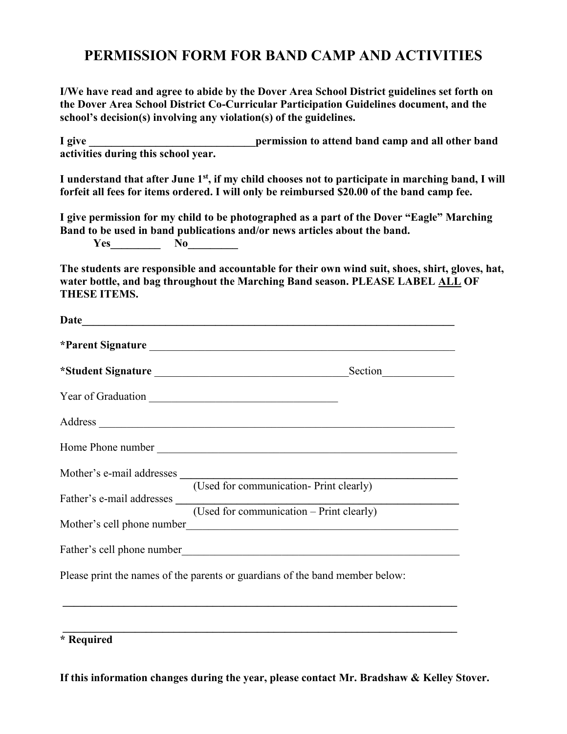# PERMISSION FORM FOR BAND CAMP AND ACTIVITIES

**I/We have read and agree to abide by the Dover Area School District guidelines set forth on the Dover Area School District Co-Curricular Participation Guidelines document, and the school's decision(s) involving any violation(s) of the guidelines.**

**I give \_\_\_\_\_\_\_\_\_\_\_\_\_\_\_\_\_\_\_\_\_\_\_\_\_\_\_\_\_\_\_permission to attend band camp and all other band activities during this school year.**

**I understand that after June 1st, if my child chooses not to participate in marching band, I will forfeit all fees for items ordered. I will only be reimbursed $20.00 of the band camp fee.**

**I give permission for my child to be photographed as a part of the Dover "Eagle" Marching Band to be used in band publications and/or news articles about the band.**

**Yes\_\_\_\_\_\_\_\_\_ No\_\_\_\_\_\_\_\_\_**

**The students are responsible and accountable for their own wind suit, shoes, shirt, gloves, hat, water bottle, and bag throughout the Marching Band season. PLEASE LABEL ALL OF THESE ITEMS.**

**Date**\_\_\_\_\_\_\_\_\_\_\_\_\_\_\_\_\_\_\_\_\_\_\_\_\_\_\_\_\_\_\_\_\_\_\_\_\_\_\_\_\_\_\_\_\_\_\_\_\_\_\_\_\_\_\_\_\_\_\_\_\_\_\_\_\_\_\_\_

**\*Parent Signature** \_\_\_\_\_\_\_\_\_\_\_\_\_\_\_\_\_\_\_\_\_\_\_\_\_\_\_\_\_\_\_\_\_\_\_\_\_\_\_\_\_\_\_\_\_\_\_\_\_\_\_\_\_\_\_\_

**\*Student Signature** \_\_\_\_\_\_\_\_\_\_\_\_\_\_\_\_\_\_\_\_\_\_\_\_\_\_\_\_\_\_\_\_\_\_\_\_\_Section\_\_\_\_\_\_\_\_\_\_\_\_\_

Year of Graduation \_\_\_\_\_\_\_\_\_\_\_\_\_\_\_\_\_\_\_\_\_\_\_\_\_\_\_\_\_\_\_\_\_\_\_

Address \_\_\_\_\_\_\_\_\_\_\_\_\_\_\_\_\_\_\_\_\_\_\_\_\_\_\_\_\_\_\_\_\_\_\_\_\_\_\_\_\_\_\_\_\_\_\_\_\_\_\_\_\_\_\_\_\_\_\_\_\_\_\_\_\_

Home Phone number \_\_\_\_\_\_\_\_\_\_\_\_\_\_\_\_\_\_\_\_\_\_\_\_\_\_\_\_\_\_\_\_\_\_\_\_\_\_\_\_\_\_\_\_\_\_\_\_\_\_\_\_\_\_\_\_

Mother's e-mail addresses \_\_\_\_\_\_\_\_\_\_\_\_\_\_\_\_\_\_\_\_\_\_\_\_\_\_\_\_\_\_\_\_\_\_\_\_\_\_\_\_\_\_\_\_\_\_\_\_\_\_\_
(Used for communication- Print clearly)

Father's e-mail addresses \_\_\_\_\_\_\_\_\_\_\_\_\_\_\_\_\_\_\_\_\_\_\_\_\_\_\_\_\_\_\_\_\_\_\_\_\_\_\_\_\_\_\_\_\_\_\_\_\_\_\_\_
(Used for communication – Print clearly)

Mother's cell phone number\_\_\_\_\_\_\_\_\_\_\_\_\_\_\_\_\_\_\_\_\_\_\_\_\_\_\_\_\_\_\_\_\_\_\_\_\_\_\_\_\_\_\_\_\_\_\_\_\_\_\_

Father's cell phone number\_\_\_\_\_\_\_\_\_\_\_\_\_\_\_\_\_\_\_\_\_\_\_\_\_\_\_\_\_\_\_\_\_\_\_\_\_\_\_\_\_\_\_\_\_\_\_\_\_\_\_\_

Please print the names of the parents or guardians of the band member below:

\_\_\_\_\_\_\_\_\_\_\_\_\_\_\_\_\_\_\_\_\_\_\_\_\_\_\_\_\_\_\_\_\_\_\_\_\_\_\_\_\_\_\_\_\_\_\_\_\_\_\_\_\_\_\_\_\_\_\_\_\_\_\_\_\_\_\_\_\_\_\_\_

\_\_\_\_\_\_\_\_\_\_\_\_\_\_\_\_\_\_\_\_\_\_\_\_\_\_\_\_\_\_\_\_\_\_\_\_\_\_\_\_\_\_\_\_\_\_\_\_\_\_\_\_\_\_\_\_\_\_\_\_\_\_\_\_\_\_\_\_\_\_\_\_

**\* Required**

**If this information changes during the year, please contact Mr. Bradshaw & Kelley Stover.**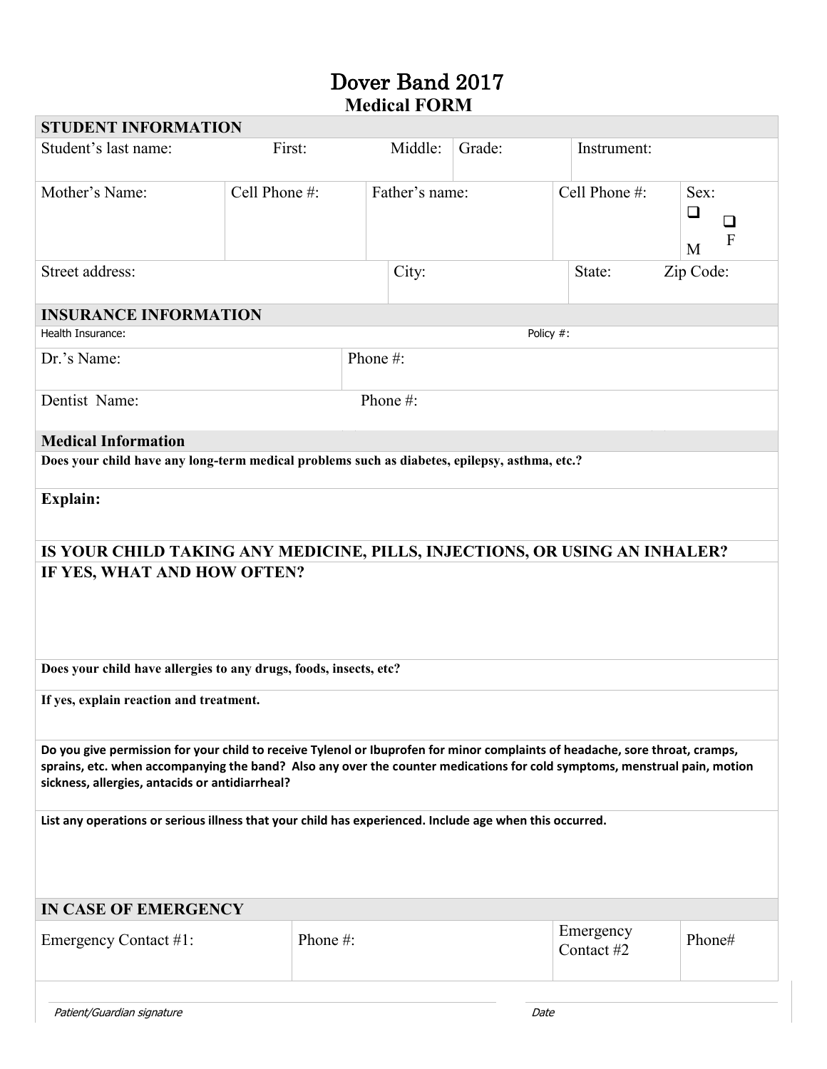# Dover Band 2017

## Medical FORM

| STUDENT INFORMATION | | | | | |
|---|---|---|---|---|---|
| Student's last name: | First: | Middle: | Grade: | Instrument: | |
| Mother's Name: | Cell Phone #: | Father's name: | Cell Phone #: | Sex: ☐ M ☐ F | |
| Street address: | | City: | State: | Zip Code: | |

| INSURANCE INFORMATION | |
|---|---|
| Health Insurance: | Policy #: |
| Dr.'s Name: | Phone #: |
| Dentist Name: | Phone #: |

| Medical Information |
|---|
| **Does your child have any long-term medical problems such as diabetes, epilepsy, asthma, etc.?** |
| **Explain:** |
| **IS YOUR CHILD TAKING ANY MEDICINE, PILLS, INJECTIONS, OR USING AN INHALER?** |
| **IF YES, WHAT AND HOW OFTEN?** |
| **Does your child have allergies to any drugs, foods, insects, etc?** |
| **If yes, explain reaction and treatment.** |
| **Do you give permission for your child to receive Tylenol or Ibuprofen for minor complaints of headache, sore throat, cramps, sprains, etc. when accompanying the band? Also any over the counter medications for cold symptoms, menstrual pain, motion sickness, allergies, antacids or antidiarrheal?** |
| **List any operations or serious illness that your child has experienced. Include age when this occurred.** |

| IN CASE OF EMERGENCY | | | |
|---|---|---|---|
| Emergency Contact #1: | Phone #: | Emergency Contact #2 | Phone# |

*Patient/Guardian signature* __________________________ *Date* __________________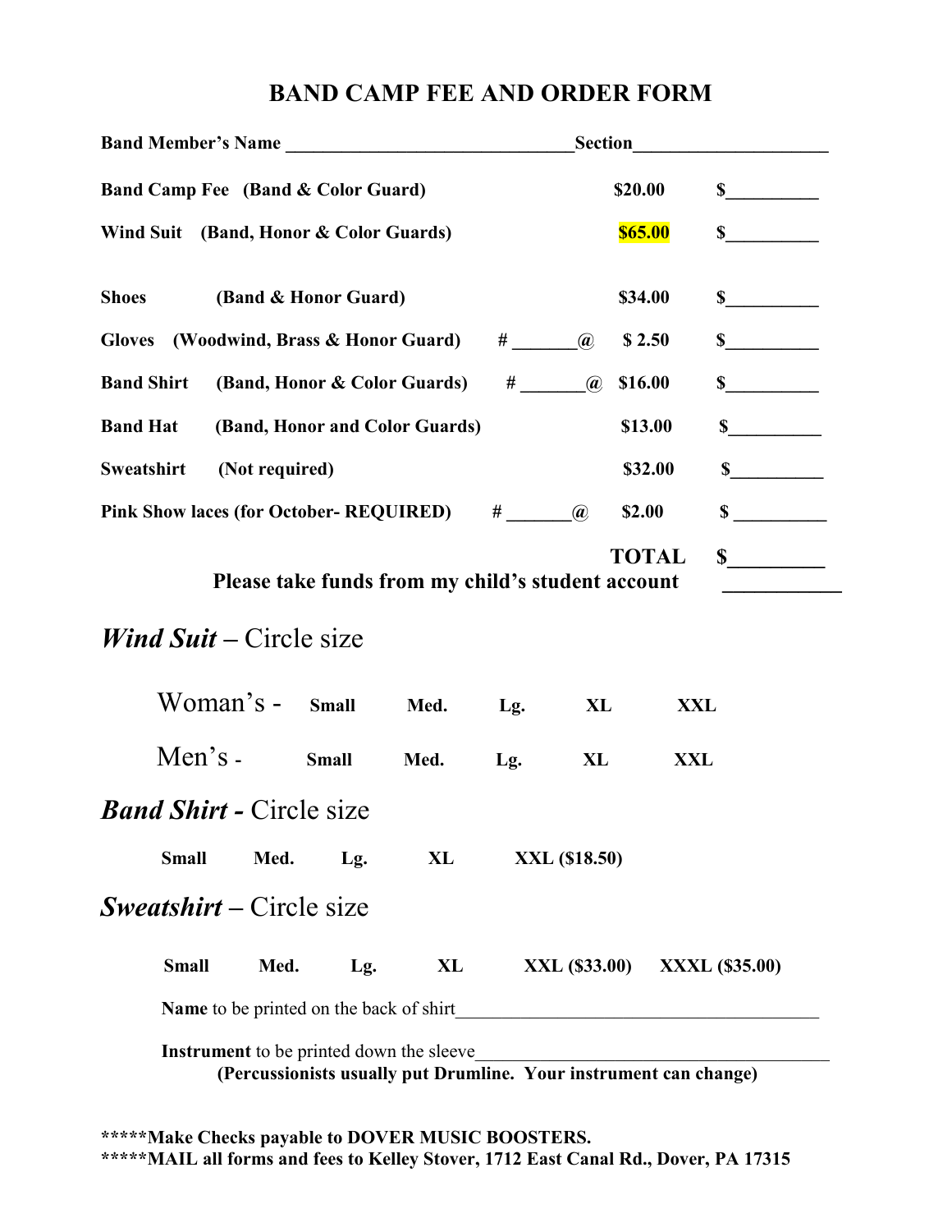# BAND CAMP FEE AND ORDER FORM

**Band Member's Name ______________________________Section____________________**

| Item | | Qty | Price | Amount |
|---|---|---|---|---|
| **Band Camp Fee** | **(Band & Color Guard)** | | **$20.00** | **$__________** |
| **Wind Suit** | **(Band, Honor & Color Guards)** | | **$65.00** | **$__________** |
| **Shoes** | **(Band & Honor Guard)** | | **$34.00** | **$__________** |
| **Gloves** | **(Woodwind, Brass & Honor Guard)** | **# _______@** | **$ 2.50** | **$__________** |
| **Band Shirt** | **(Band, Honor & Color Guards)** | **# _______@** | **$16.00** | **$__________** |
| **Band Hat** | **(Band, Honor and Color Guards)** | | **$13.00** | **$__________** |
| **Sweatshirt** | **(Not required)** | | **$32.00** | **$__________** |
| **Pink Show laces (for October- REQUIRED)** | | **# _______@** | **$2.00** | **$ __________** |
| | | | **TOTAL** | **$__________** |

**Please take funds from my child's student account ____________**

## ***Wind Suit*** – Circle size

Woman's - **Small** **Med.** **Lg.** **XL** **XXL**

Men's - **Small** **Med.** **Lg.** **XL** **XXL**

## ***Band Shirt*** - Circle size

**Small** **Med.** **Lg.** **XL** **XXL ($18.50)**

## ***Sweatshirt*** – Circle size

**Small** **Med.** **Lg.** **XL** **XXL ($33.00)** **XXXL ($35.00)**

**Name** to be printed on the back of shirt________________________________________

**Instrument** to be printed down the sleeve_______________________________________
**(Percussionists usually put Drumline. Your instrument can change)**

**\*\*\*\*\*Make Checks payable to DOVER MUSIC BOOSTERS.**
**\*\*\*\*\*MAIL all forms and fees to Kelley Stover, 1712 East Canal Rd., Dover, PA 17315**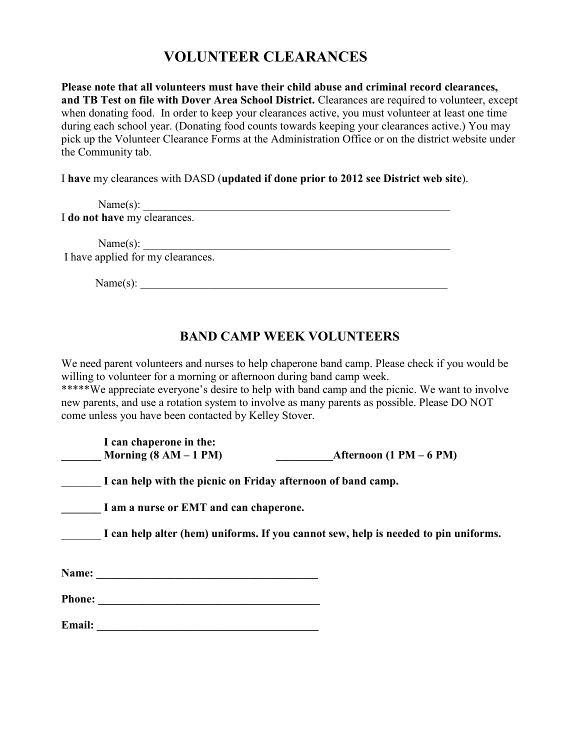# VOLUNTEER CLEARANCES

**Please note that all volunteers must have their child abuse and criminal record clearances, and TB Test on file with Dover Area School District.** Clearances are required to volunteer, except when donating food. In order to keep your clearances active, you must volunteer at least one time during each school year. (Donating food counts towards keeping your clearances active.) You may pick up the Volunteer Clearance Forms at the Administration Office or on the district website under the Community tab.

I **have** my clearances with DASD (**updated if done prior to 2012 see District web site**).

Name(s): ___________________________________________________________

I **do not have** my clearances.

Name(s): ___________________________________________________________

I have applied for my clearances.

Name(s): ___________________________________________________________

# BAND CAMP WEEK VOLUNTEERS

We need parent volunteers and nurses to help chaperone band camp. Please check if you would be willing to volunteer for a morning or afternoon during band camp week.

*****We appreciate everyone's desire to help with band camp and the picnic. We want to involve new parents, and use a rotation system to involve as many parents as possible. Please DO NOT come unless you have been contacted by Kelley Stover.

**I can chaperone in the:**

**_______ Morning (8 AM – 1 PM)** **__________Afternoon (1 PM – 6 PM)**

_______ **I can help with the picnic on Friday afternoon of band camp.**

**_______ I am a nurse or EMT and can chaperone.**

_______ **I can help alter (hem) uniforms. If you cannot sew, help is needed to pin uniforms.**

**Name: ________________________________________**

**Phone: ________________________________________**

**Email: ________________________________________**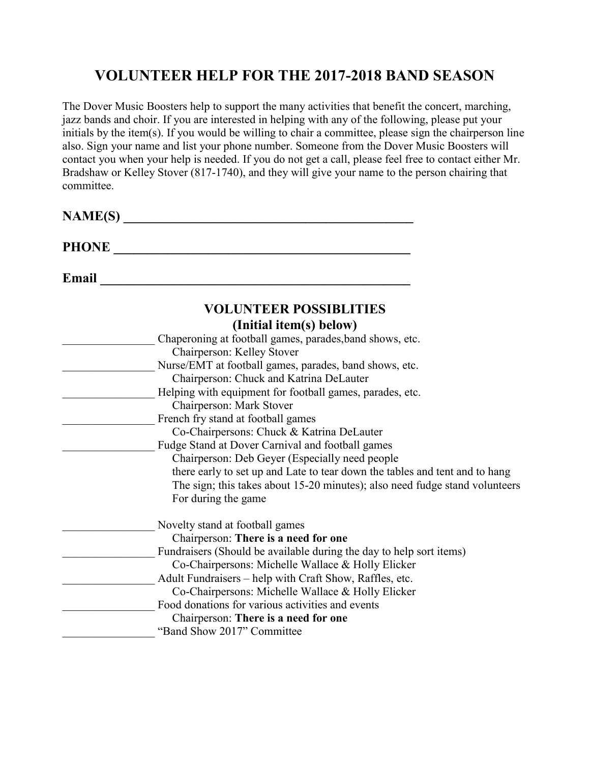# VOLUNTEER HELP FOR THE 2017-2018 BAND SEASON

The Dover Music Boosters help to support the many activities that benefit the concert, marching, jazz bands and choir. If you are interested in helping with any of the following, please put your initials by the item(s). If you would be willing to chair a committee, please sign the chairperson line also. Sign your name and list your phone number. Someone from the Dover Music Boosters will contact you when your help is needed. If you do not get a call, please feel free to contact either Mr. Bradshaw or Kelley Stover (817-1740), and they will give your name to the person chairing that committee.

**NAME(S)** ______________________________________________

**PHONE** ______________________________________________

**Email** ______________________________________________

## VOLUNTEER POSSIBLITIES
## (Initial item(s) below)

________________ Chaperoning at football games, parades,band shows, etc.
Chairperson: Kelley Stover

________________ Nurse/EMT at football games, parades, band shows, etc.
Chairperson: Chuck and Katrina DeLauter

________________ Helping with equipment for football games, parades, etc.
Chairperson: Mark Stover

________________ French fry stand at football games
Co-Chairpersons: Chuck & Katrina DeLauter

________________ Fudge Stand at Dover Carnival and football games
Chairperson: Deb Geyer (Especially need people there early to set up and Late to tear down the tables and tent and to hang The sign; this takes about 15-20 minutes); also need fudge stand volunteers For during the game

________________ Novelty stand at football games
Chairperson: **There is a need for one**

________________ Fundraisers (Should be available during the day to help sort items)
Co-Chairpersons: Michelle Wallace & Holly Elicker

________________ Adult Fundraisers – help with Craft Show, Raffles, etc.
Co-Chairpersons: Michelle Wallace & Holly Elicker

________________ Food donations for various activities and events
Chairperson: **There is a need for one**

________________ "Band Show 2017" Committee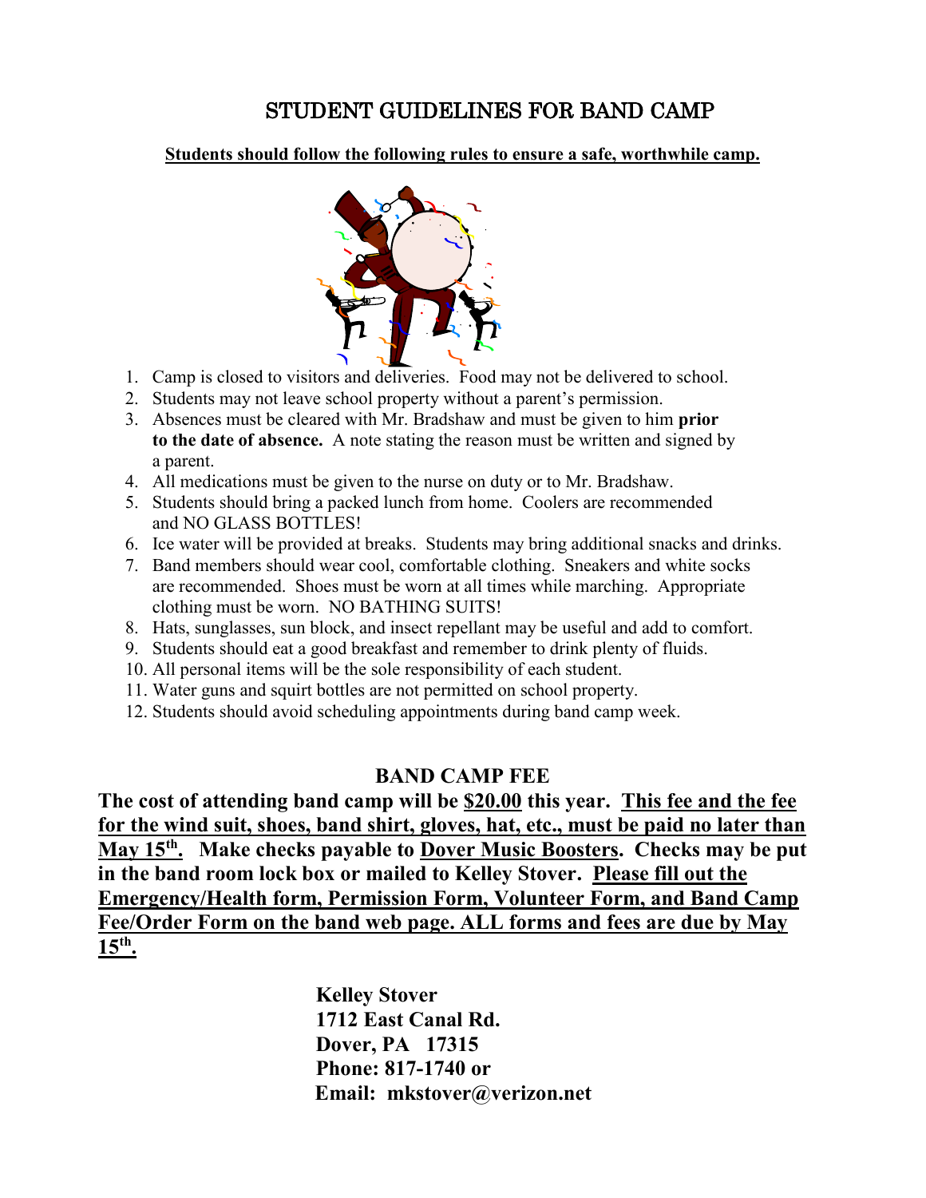# STUDENT GUIDELINES FOR BAND CAMP

**Students should follow the following rules to ensure a safe, worthwhile camp.**

1. Camp is closed to visitors and deliveries. Food may not be delivered to school.
2. Students may not leave school property without a parent's permission.
3. Absences must be cleared with Mr. Bradshaw and must be given to him **prior to the date of absence.** A note stating the reason must be written and signed by a parent.
4. All medications must be given to the nurse on duty or to Mr. Bradshaw.
5. Students should bring a packed lunch from home. Coolers are recommended and NO GLASS BOTTLES!
6. Ice water will be provided at breaks. Students may bring additional snacks and drinks.
7. Band members should wear cool, comfortable clothing. Sneakers and white socks are recommended. Shoes must be worn at all times while marching. Appropriate clothing must be worn. NO BATHING SUITS!
8. Hats, sunglasses, sun block, and insect repellant may be useful and add to comfort.
9. Students should eat a good breakfast and remember to drink plenty of fluids.
10. All personal items will be the sole responsibility of each student.
11. Water guns and squirt bottles are not permitted on school property.
12. Students should avoid scheduling appointments during band camp week.

## BAND CAMP FEE

**The cost of attending band camp will be $20.00 this year. This fee and the fee for the wind suit, shoes, band shirt, gloves, hat, etc., must be paid no later than May 15th. Make checks payable to Dover Music Boosters. Checks may be put in the band room lock box or mailed to Kelley Stover. Please fill out the Emergency/Health form, Permission Form, Volunteer Form, and Band Camp Fee/Order Form on the band web page. ALL forms and fees are due by May 15th.**

**Kelley Stover**
**1712 East Canal Rd.**
**Dover, PA 17315**
**Phone: 817-1740 or**
**Email: mkstover@verizon.net**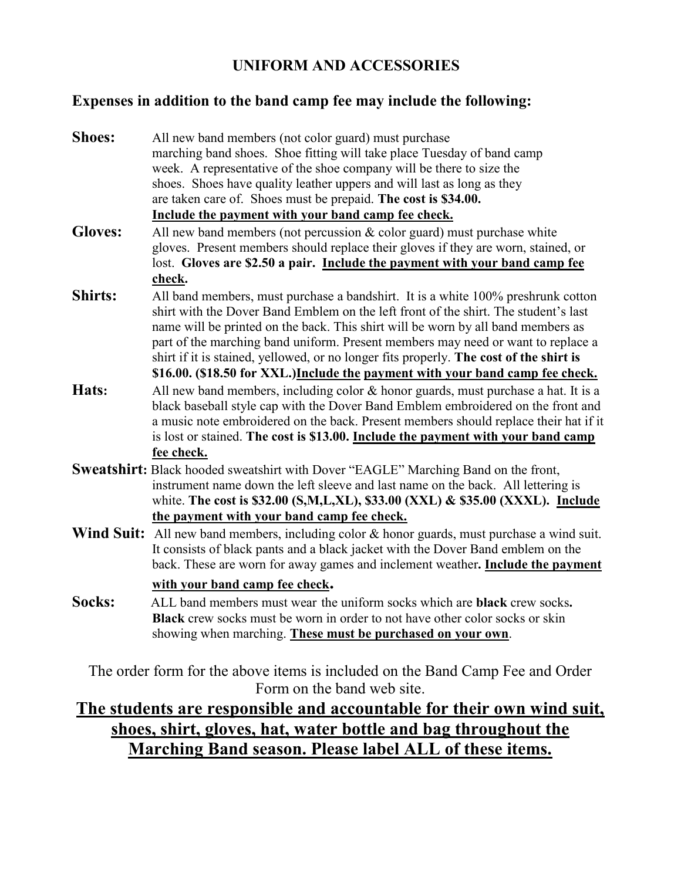## UNIFORM AND ACCESSORIES

### Expenses in addition to the band camp fee may include the following:

**Shoes:** All new band members (not color guard) must purchase marching band shoes. Shoe fitting will take place Tuesday of band camp week. A representative of the shoe company will be there to size the shoes. Shoes have quality leather uppers and will last as long as they are taken care of. Shoes must be prepaid. **The cost is $34.00.** **<u>Include the payment with your band camp fee check.</u>**

**Gloves:** All new band members (not percussion & color guard) must purchase white gloves. Present members should replace their gloves if they are worn, stained, or lost. **Gloves are $2.50 a pair. <u>Include the payment with your band camp fee check</u>.**

**Shirts:** All band members, must purchase a bandshirt. It is a white 100% preshrunk cotton shirt with the Dover Band Emblem on the left front of the shirt. The student's last name will be printed on the back. This shirt will be worn by all band members as part of the marching band uniform. Present members may need or want to replace a shirt if it is stained, yellowed, or no longer fits properly. **The cost of the shirt is $16.00. ($18.50 for XXL.)<u>Include the payment with your band camp fee check.</u>**

**Hats:** All new band members, including color & honor guards, must purchase a hat. It is a black baseball style cap with the Dover Band Emblem embroidered on the front and a music note embroidered on the back. Present members should replace their hat if it is lost or stained. **The cost is $13.00. <u>Include the payment with your band camp fee check.</u>**

**Sweatshirt:** Black hooded sweatshirt with Dover "EAGLE" Marching Band on the front, instrument name down the left sleeve and last name on the back. All lettering is white. **The cost is $32.00 (S,M,L,XL), $33.00 (XXL) & $35.00 (XXXL). <u>Include the payment with your band camp fee check.</u>**

**Wind Suit:** All new band members, including color & honor guards, must purchase a wind suit. It consists of black pants and a black jacket with the Dover Band emblem on the back. These are worn for away games and inclement weather**. <u>Include the payment with your band camp fee check</u>.**

**Socks:** ALL band members must wear the uniform socks which are **black** crew socks**. Black** crew socks must be worn in order to not have other color socks or skin showing when marching. **<u>These must be purchased on your own</u>**.

The order form for the above items is included on the Band Camp Fee and Order Form on the band web site.

**<u>The students are responsible and accountable for their own wind suit, shoes, shirt, gloves, hat, water bottle and bag throughout the Marching Band season. Please label ALL of these items.</u>**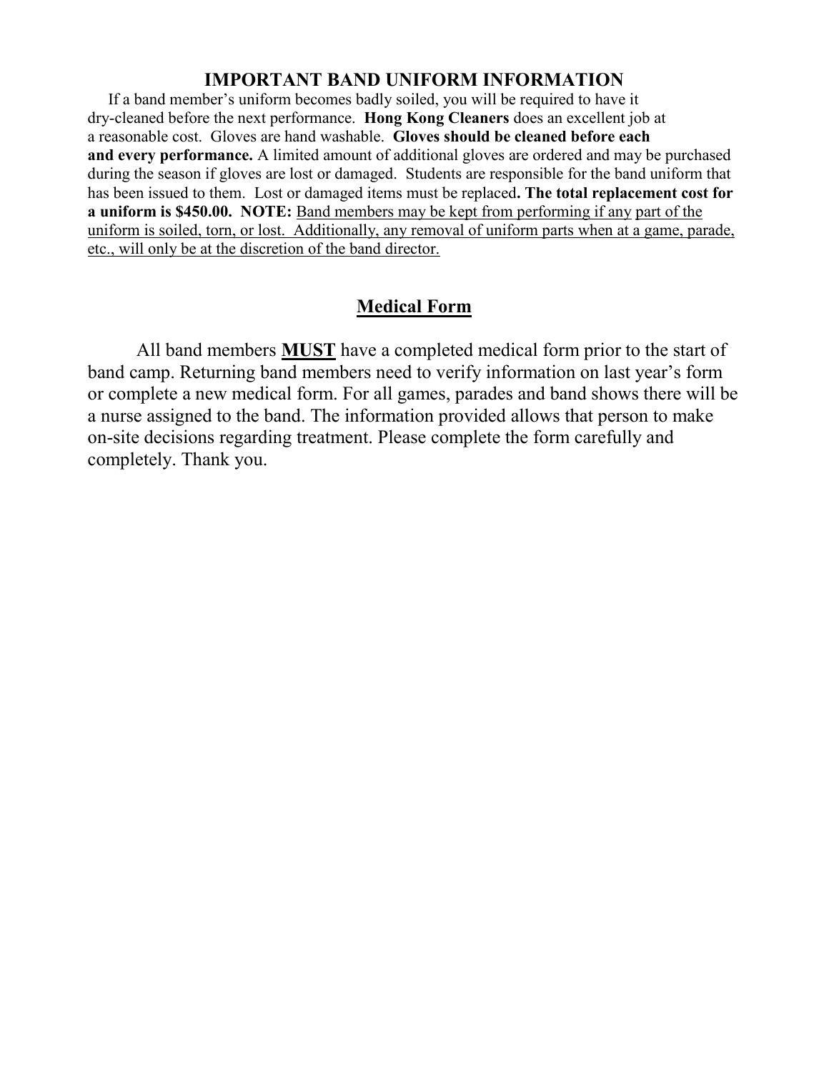## IMPORTANT BAND UNIFORM INFORMATION

If a band member's uniform becomes badly soiled, you will be required to have it dry-cleaned before the next performance. **Hong Kong Cleaners** does an excellent job at a reasonable cost. Gloves are hand washable. **Gloves should be cleaned before each and every performance.** A limited amount of additional gloves are ordered and may be purchased during the season if gloves are lost or damaged. Students are responsible for the band uniform that has been issued to them. Lost or damaged items must be replaced**. The total replacement cost for a uniform is $450.00. NOTE:** <u>Band members may be kept from performing if any part of the uniform is soiled, torn, or lost. Additionally, any removal of uniform parts when at a game, parade, etc., will only be at the discretion of the band director.</u>

## <u>Medical Form</u>

All band members <u>**MUST**</u> have a completed medical form prior to the start of band camp. Returning band members need to verify information on last year's form or complete a new medical form. For all games, parades and band shows there will be a nurse assigned to the band. The information provided allows that person to make on-site decisions regarding treatment. Please complete the form carefully and completely. Thank you.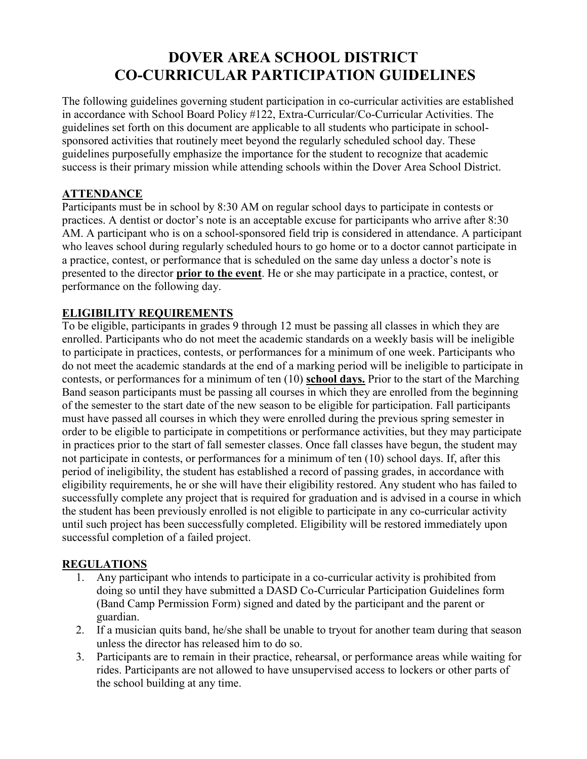# DOVER AREA SCHOOL DISTRICT
# CO-CURRICULAR PARTICIPATION GUIDELINES

The following guidelines governing student participation in co-curricular activities are established in accordance with School Board Policy #122, Extra-Curricular/Co-Curricular Activities. The guidelines set forth on this document are applicable to all students who participate in school-sponsored activities that routinely meet beyond the regularly scheduled school day. These guidelines purposefully emphasize the importance for the student to recognize that academic success is their primary mission while attending schools within the Dover Area School District.

## ATTENDANCE

Participants must be in school by 8:30 AM on regular school days to participate in contests or practices. A dentist or doctor's note is an acceptable excuse for participants who arrive after 8:30 AM. A participant who is on a school-sponsored field trip is considered in attendance. A participant who leaves school during regularly scheduled hours to go home or to a doctor cannot participate in a practice, contest, or performance that is scheduled on the same day unless a doctor's note is presented to the director **prior to the event**. He or she may participate in a practice, contest, or performance on the following day.

## ELIGIBILITY REQUIREMENTS

To be eligible, participants in grades 9 through 12 must be passing all classes in which they are enrolled. Participants who do not meet the academic standards on a weekly basis will be ineligible to participate in practices, contests, or performances for a minimum of one week. Participants who do not meet the academic standards at the end of a marking period will be ineligible to participate in contests, or performances for a minimum of ten (10) **school days.** Prior to the start of the Marching Band season participants must be passing all courses in which they are enrolled from the beginning of the semester to the start date of the new season to be eligible for participation. Fall participants must have passed all courses in which they were enrolled during the previous spring semester in order to be eligible to participate in competitions or performance activities, but they may participate in practices prior to the start of fall semester classes. Once fall classes have begun, the student may not participate in contests, or performances for a minimum of ten (10) school days. If, after this period of ineligibility, the student has established a record of passing grades, in accordance with eligibility requirements, he or she will have their eligibility restored. Any student who has failed to successfully complete any project that is required for graduation and is advised in a course in which the student has been previously enrolled is not eligible to participate in any co-curricular activity until such project has been successfully completed. Eligibility will be restored immediately upon successful completion of a failed project.

## REGULATIONS

1. Any participant who intends to participate in a co-curricular activity is prohibited from doing so until they have submitted a DASD Co-Curricular Participation Guidelines form (Band Camp Permission Form) signed and dated by the participant and the parent or guardian.
2. If a musician quits band, he/she shall be unable to tryout for another team during that season unless the director has released him to do so.
3. Participants are to remain in their practice, rehearsal, or performance areas while waiting for rides. Participants are not allowed to have unsupervised access to lockers or other parts of the school building at any time.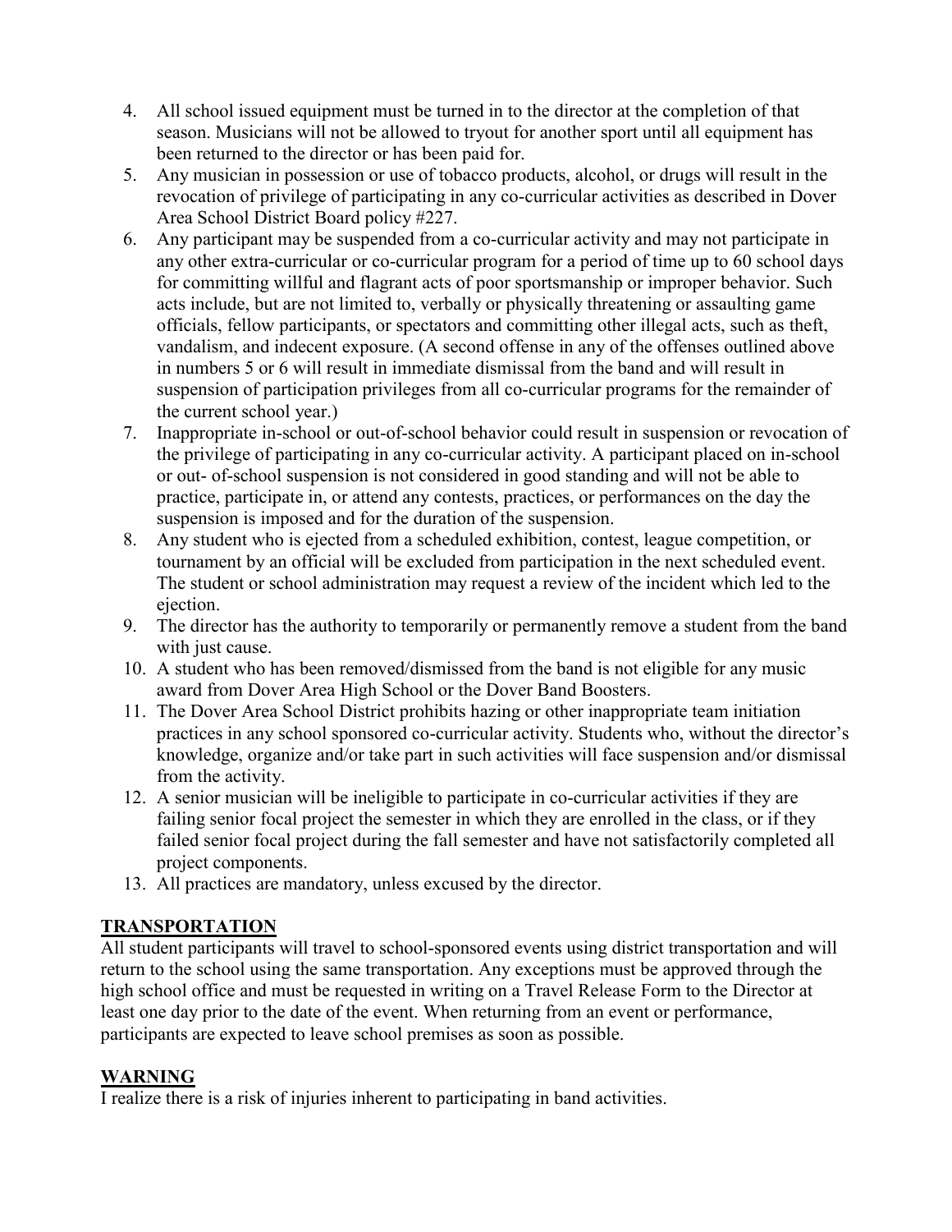4. All school issued equipment must be turned in to the director at the completion of that season. Musicians will not be allowed to tryout for another sport until all equipment has been returned to the director or has been paid for.
5. Any musician in possession or use of tobacco products, alcohol, or drugs will result in the revocation of privilege of participating in any co-curricular activities as described in Dover Area School District Board policy #227.
6. Any participant may be suspended from a co-curricular activity and may not participate in any other extra-curricular or co-curricular program for a period of time up to 60 school days for committing willful and flagrant acts of poor sportsmanship or improper behavior. Such acts include, but are not limited to, verbally or physically threatening or assaulting game officials, fellow participants, or spectators and committing other illegal acts, such as theft, vandalism, and indecent exposure. (A second offense in any of the offenses outlined above in numbers 5 or 6 will result in immediate dismissal from the band and will result in suspension of participation privileges from all co-curricular programs for the remainder of the current school year.)
7. Inappropriate in-school or out-of-school behavior could result in suspension or revocation of the privilege of participating in any co-curricular activity. A participant placed on in-school or out- of-school suspension is not considered in good standing and will not be able to practice, participate in, or attend any contests, practices, or performances on the day the suspension is imposed and for the duration of the suspension.
8. Any student who is ejected from a scheduled exhibition, contest, league competition, or tournament by an official will be excluded from participation in the next scheduled event. The student or school administration may request a review of the incident which led to the ejection.
9. The director has the authority to temporarily or permanently remove a student from the band with just cause.
10. A student who has been removed/dismissed from the band is not eligible for any music award from Dover Area High School or the Dover Band Boosters.
11. The Dover Area School District prohibits hazing or other inappropriate team initiation practices in any school sponsored co-curricular activity. Students who, without the director's knowledge, organize and/or take part in such activities will face suspension and/or dismissal from the activity.
12. A senior musician will be ineligible to participate in co-curricular activities if they are failing senior focal project the semester in which they are enrolled in the class, or if they failed senior focal project during the fall semester and have not satisfactorily completed all project components.
13. All practices are mandatory, unless excused by the director.

## TRANSPORTATION

All student participants will travel to school-sponsored events using district transportation and will return to the school using the same transportation. Any exceptions must be approved through the high school office and must be requested in writing on a Travel Release Form to the Director at least one day prior to the date of the event. When returning from an event or performance, participants are expected to leave school premises as soon as possible.

## WARNING

I realize there is a risk of injuries inherent to participating in band activities.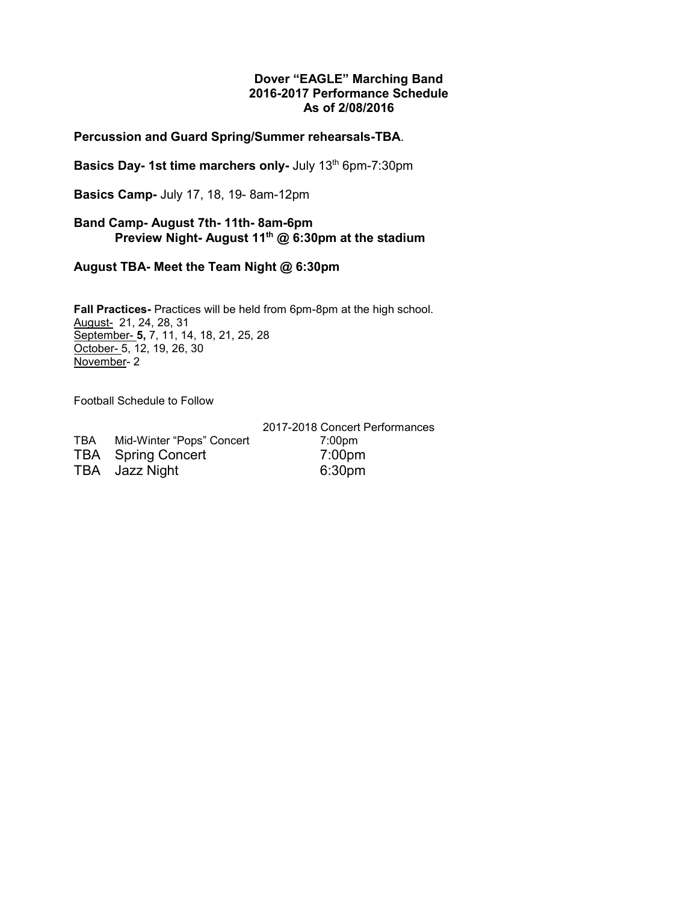**Dover "EAGLE" Marching Band**
**2016-2017 Performance Schedule**
**As of 2/08/2016**

**Percussion and Guard Spring/Summer rehearsals-TBA**.

**Basics Day- 1st time marchers only-** July 13th 6pm-7:30pm

**Basics Camp-** July 17, 18, 19- 8am-12pm

**Band Camp- August 7th- 11th- 8am-6pm**
**Preview Night- August 11th @ 6:30pm at the stadium**

**August TBA- Meet the Team Night @ 6:30pm**

**Fall Practices-** Practices will be held from 6pm-8pm at the high school.
August- 21, 24, 28, 31
September- **5,** 7, 11, 14, 18, 21, 25, 28
October- 5, 12, 19, 26, 30
November- 2

Football Schedule to Follow

| | | 2017-2018 Concert Performances |
|---|---|---|
| TBA | Mid-Winter "Pops" Concert | 7:00pm |
| TBA | Spring Concert | 7:00pm |
| TBA | Jazz Night | 6:30pm |